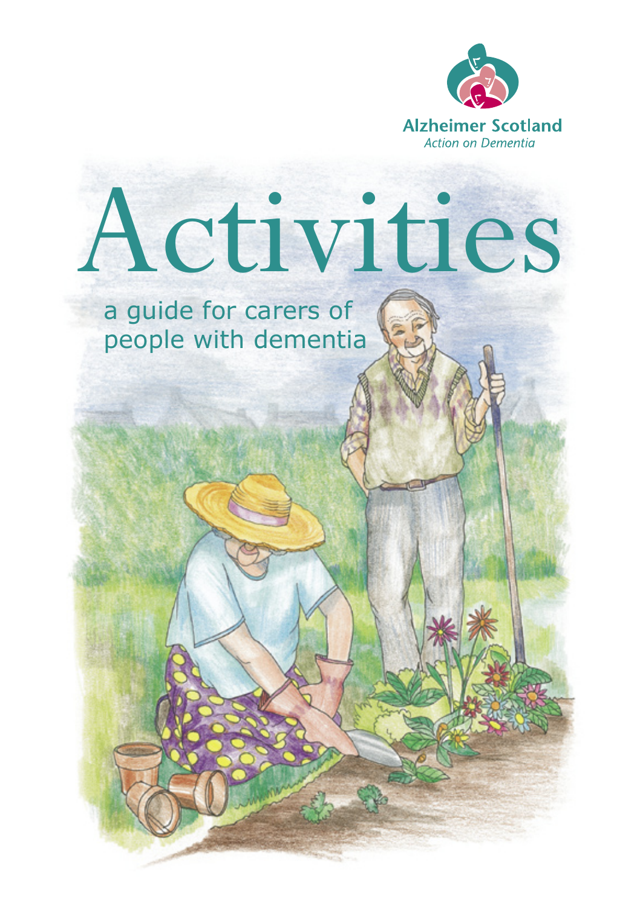Alzheimer Scotland

*Action on Dementia*

# Activities

## a guide for carers of people with dementia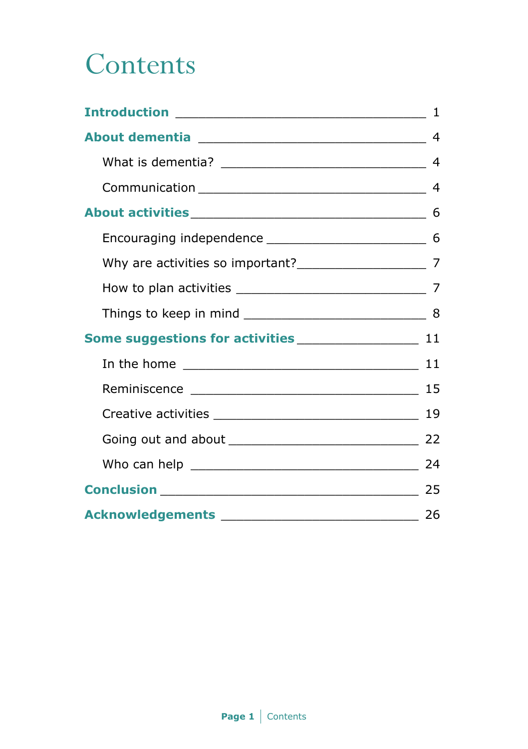# Contents

**Introduction** ____________________________ 1

**About dementia** ____________________________ 4

What is dementia? ____________________________ 4

Communication ____________________________ 4

**About activities** ____________________________ 6

Encouraging independence ____________________________ 6

Why are activities so important? ____________________________ 7

How to plan activities ____________________________ 7

Things to keep in mind ____________________________ 8

**Some suggestions for activities** ____________________________ 11

In the home ____________________________ 11

Reminiscence ____________________________ 15

Creative activities ____________________________ 19

Going out and about ____________________________ 22

Who can help ____________________________ 24

**Conclusion** ____________________________ 25

**Acknowledgements** ____________________________ 26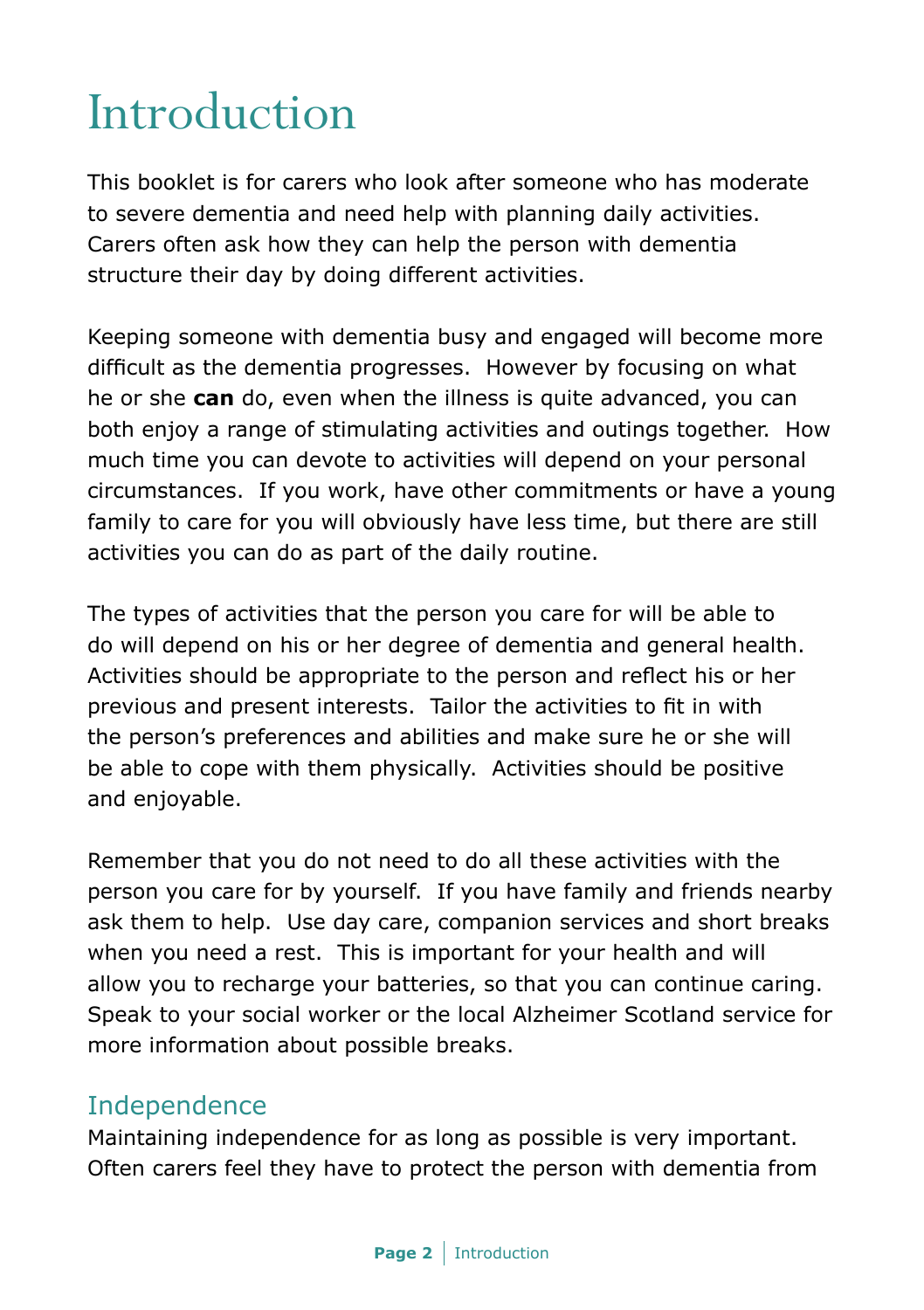# Introduction

This booklet is for carers who look after someone who has moderate to severe dementia and need help with planning daily activities. Carers often ask how they can help the person with dementia structure their day by doing different activities.

Keeping someone with dementia busy and engaged will become more difficult as the dementia progresses. However by focusing on what he or she **can** do, even when the illness is quite advanced, you can both enjoy a range of stimulating activities and outings together. How much time you can devote to activities will depend on your personal circumstances. If you work, have other commitments or have a young family to care for you will obviously have less time, but there are still activities you can do as part of the daily routine.

The types of activities that the person you care for will be able to do will depend on his or her degree of dementia and general health. Activities should be appropriate to the person and reflect his or her previous and present interests. Tailor the activities to fit in with the person's preferences and abilities and make sure he or she will be able to cope with them physically. Activities should be positive and enjoyable.

Remember that you do not need to do all these activities with the person you care for by yourself. If you have family and friends nearby ask them to help. Use day care, companion services and short breaks when you need a rest. This is important for your health and will allow you to recharge your batteries, so that you can continue caring. Speak to your social worker or the local Alzheimer Scotland service for more information about possible breaks.

## Independence

Maintaining independence for as long as possible is very important. Often carers feel they have to protect the person with dementia from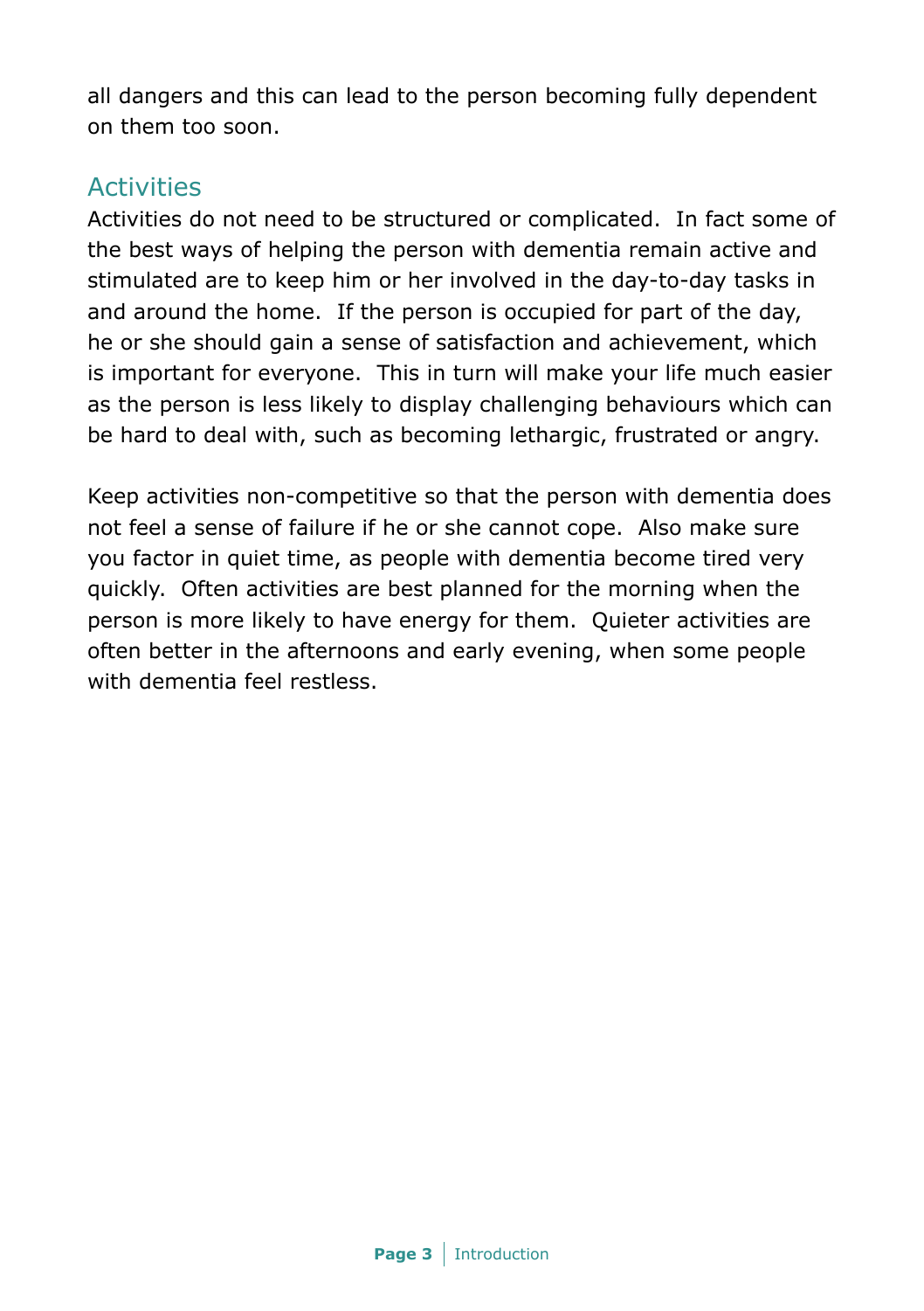all dangers and this can lead to the person becoming fully dependent on them too soon.

## Activities

Activities do not need to be structured or complicated. In fact some of the best ways of helping the person with dementia remain active and stimulated are to keep him or her involved in the day-to-day tasks in and around the home. If the person is occupied for part of the day, he or she should gain a sense of satisfaction and achievement, which is important for everyone. This in turn will make your life much easier as the person is less likely to display challenging behaviours which can be hard to deal with, such as becoming lethargic, frustrated or angry.

Keep activities non-competitive so that the person with dementia does not feel a sense of failure if he or she cannot cope. Also make sure you factor in quiet time, as people with dementia become tired very quickly. Often activities are best planned for the morning when the person is more likely to have energy for them. Quieter activities are often better in the afternoons and early evening, when some people with dementia feel restless.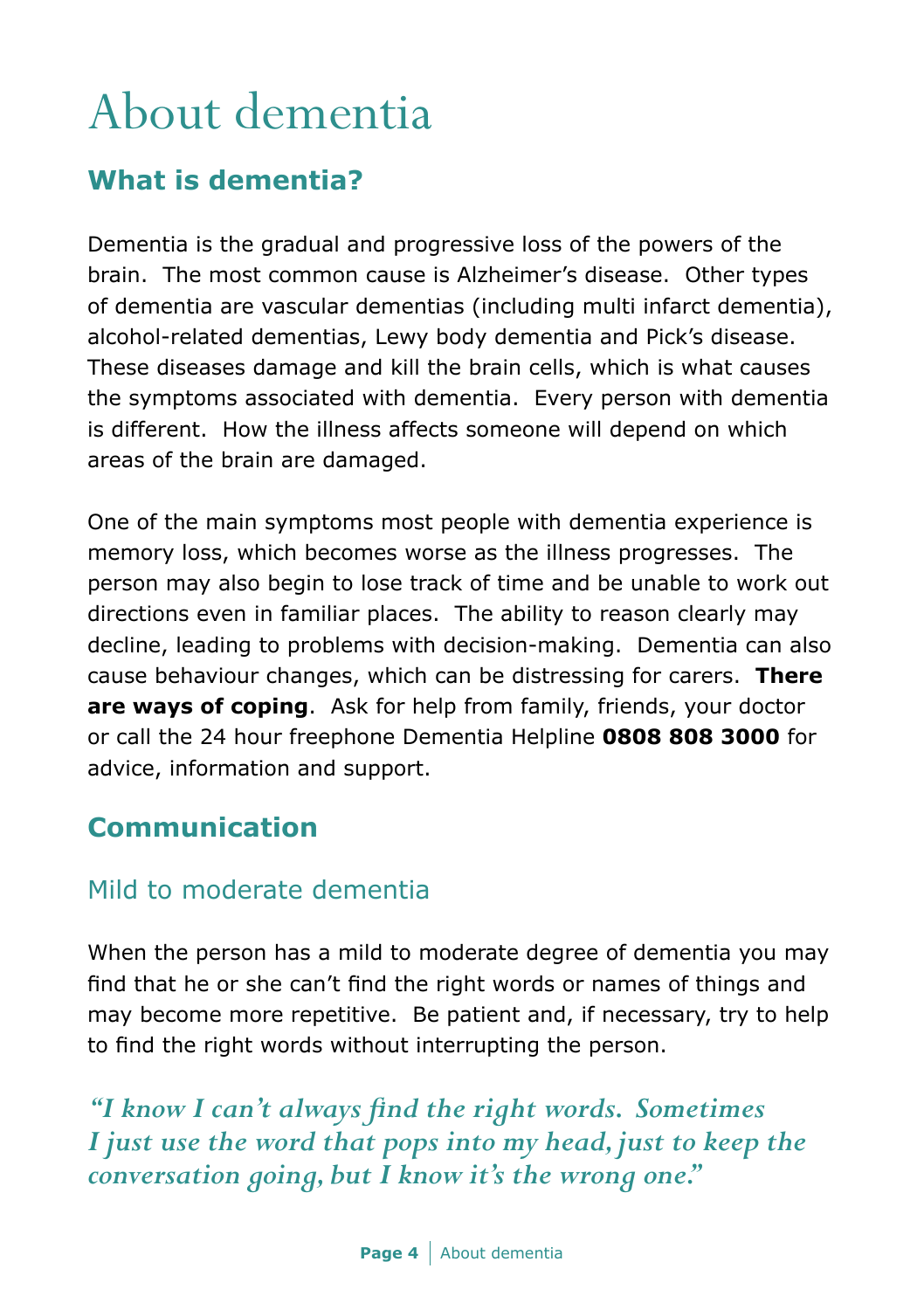# About dementia

## What is dementia?

Dementia is the gradual and progressive loss of the powers of the brain. The most common cause is Alzheimer's disease. Other types of dementia are vascular dementias (including multi infarct dementia), alcohol-related dementias, Lewy body dementia and Pick's disease. These diseases damage and kill the brain cells, which is what causes the symptoms associated with dementia. Every person with dementia is different. How the illness affects someone will depend on which areas of the brain are damaged.

One of the main symptoms most people with dementia experience is memory loss, which becomes worse as the illness progresses. The person may also begin to lose track of time and be unable to work out directions even in familiar places. The ability to reason clearly may decline, leading to problems with decision-making. Dementia can also cause behaviour changes, which can be distressing for carers. **There are ways of coping**. Ask for help from family, friends, your doctor or call the 24 hour freephone Dementia Helpline **0808 808 3000** for advice, information and support.

## Communication

### Mild to moderate dementia

When the person has a mild to moderate degree of dementia you may find that he or she can't find the right words or names of things and may become more repetitive. Be patient and, if necessary, try to help to find the right words without interrupting the person.

*"I know I can't always find the right words. Sometimes I just use the word that pops into my head, just to keep the conversation going, but I know it's the wrong one."*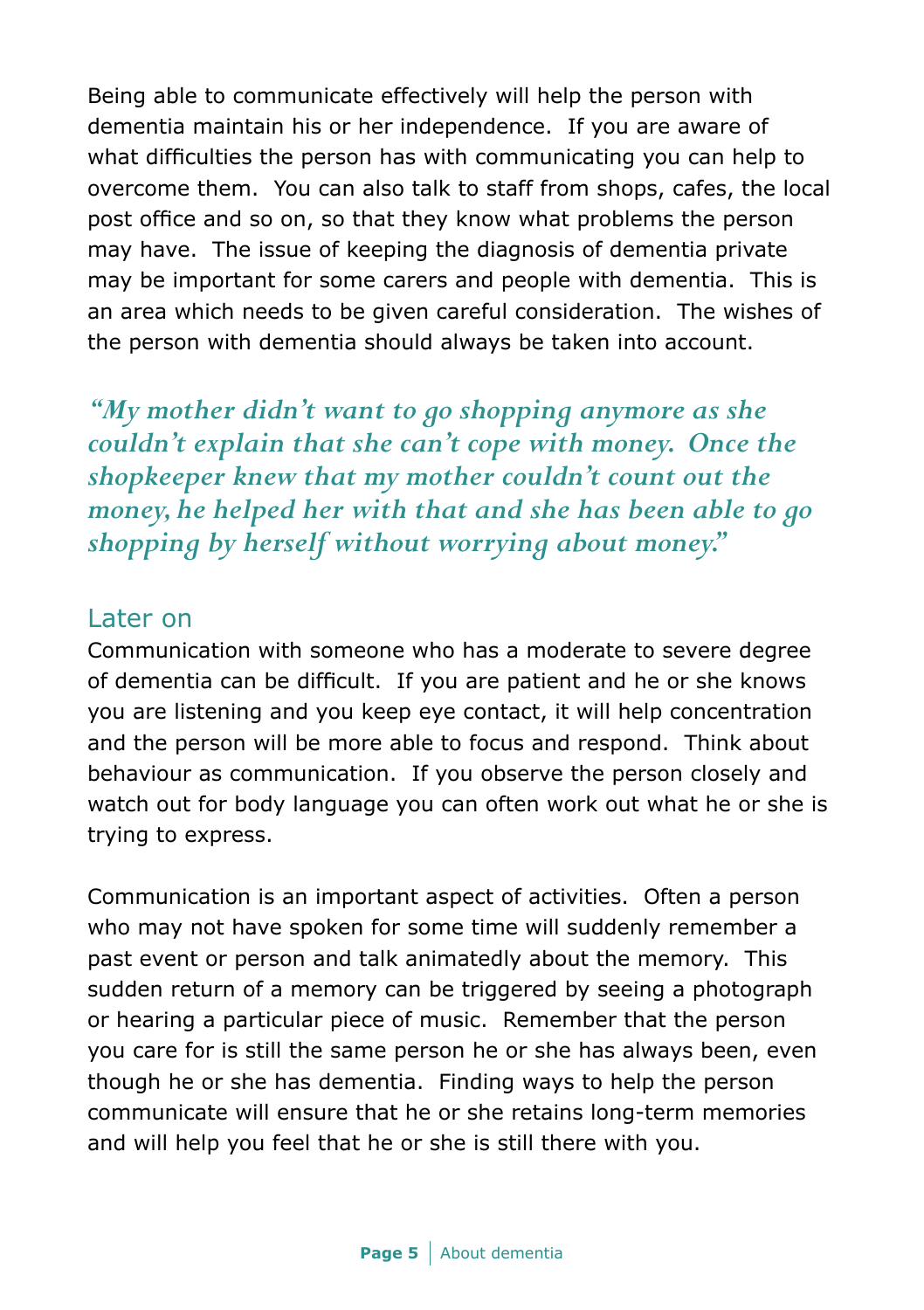Being able to communicate effectively will help the person with dementia maintain his or her independence. If you are aware of what difficulties the person has with communicating you can help to overcome them. You can also talk to staff from shops, cafes, the local post office and so on, so that they know what problems the person may have. The issue of keeping the diagnosis of dementia private may be important for some carers and people with dementia. This is an area which needs to be given careful consideration. The wishes of the person with dementia should always be taken into account.

***"My mother didn't want to go shopping anymore as she couldn't explain that she can't cope with money. Once the shopkeeper knew that my mother couldn't count out the money, he helped her with that and she has been able to go shopping by herself without worrying about money."***

## Later on

Communication with someone who has a moderate to severe degree of dementia can be difficult. If you are patient and he or she knows you are listening and you keep eye contact, it will help concentration and the person will be more able to focus and respond. Think about behaviour as communication. If you observe the person closely and watch out for body language you can often work out what he or she is trying to express.

Communication is an important aspect of activities. Often a person who may not have spoken for some time will suddenly remember a past event or person and talk animatedly about the memory. This sudden return of a memory can be triggered by seeing a photograph or hearing a particular piece of music. Remember that the person you care for is still the same person he or she has always been, even though he or she has dementia. Finding ways to help the person communicate will ensure that he or she retains long-term memories and will help you feel that he or she is still there with you.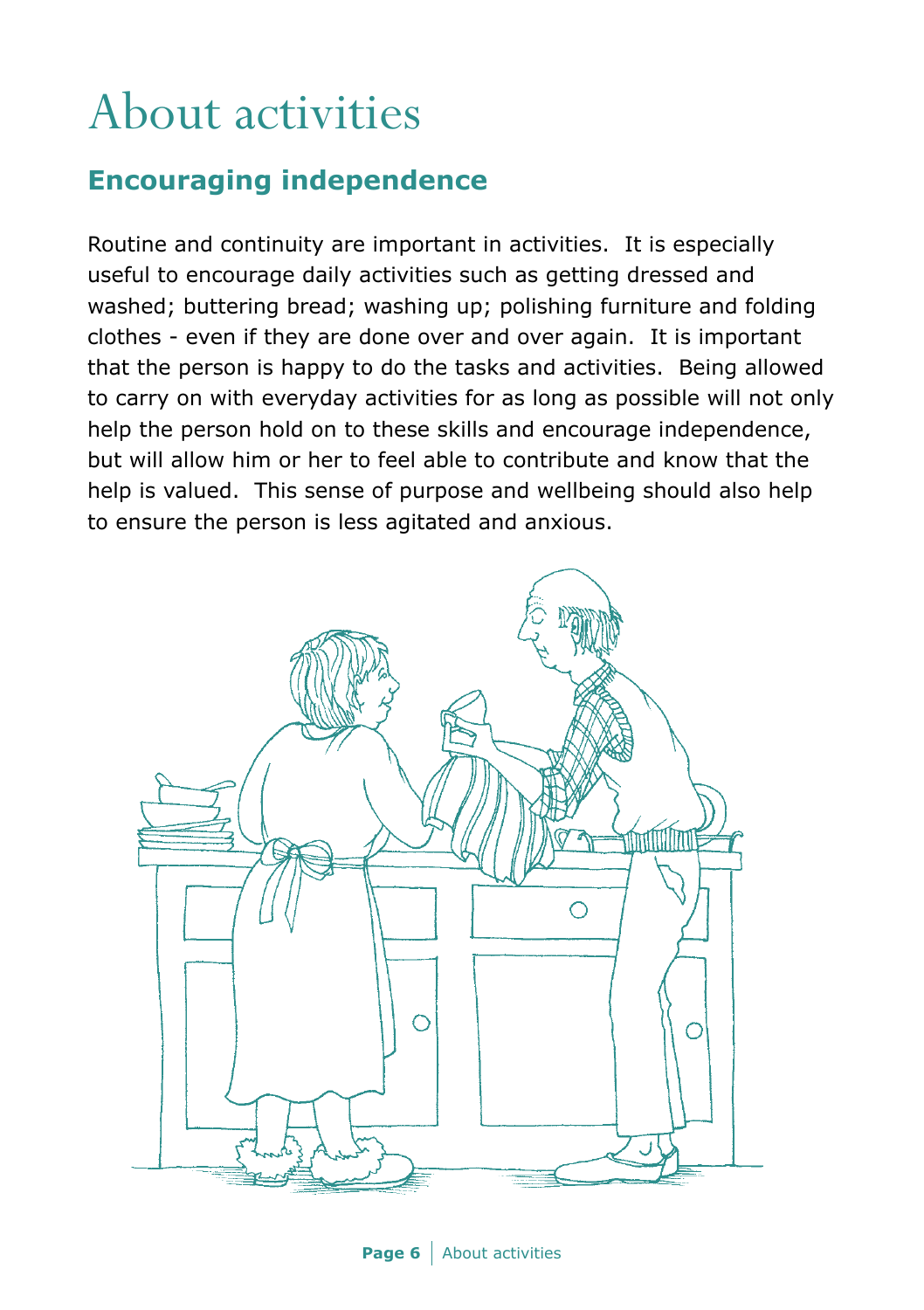# About activities

## Encouraging independence

Routine and continuity are important in activities. It is especially useful to encourage daily activities such as getting dressed and washed; buttering bread; washing up; polishing furniture and folding clothes - even if they are done over and over again. It is important that the person is happy to do the tasks and activities. Being allowed to carry on with everyday activities for as long as possible will not only help the person hold on to these skills and encourage independence, but will allow him or her to feel able to contribute and know that the help is valued. This sense of purpose and wellbeing should also help to ensure the person is less agitated and anxious.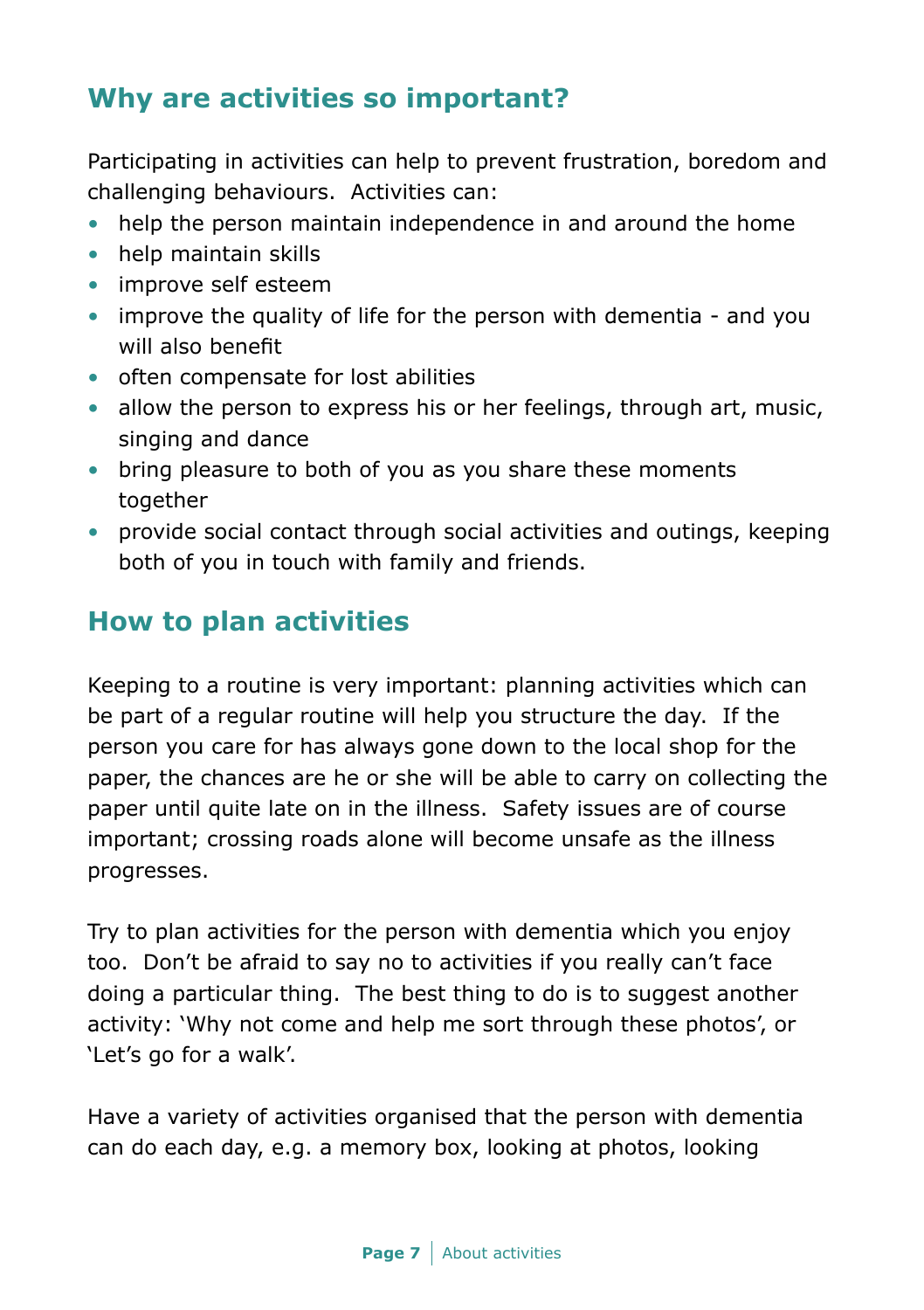## Why are activities so important?

Participating in activities can help to prevent frustration, boredom and challenging behaviours. Activities can:

- help the person maintain independence in and around the home
- help maintain skills
- improve self esteem
- improve the quality of life for the person with dementia - and you will also benefit
- often compensate for lost abilities
- allow the person to express his or her feelings, through art, music, singing and dance
- bring pleasure to both of you as you share these moments together
- provide social contact through social activities and outings, keeping both of you in touch with family and friends.

## How to plan activities

Keeping to a routine is very important: planning activities which can be part of a regular routine will help you structure the day. If the person you care for has always gone down to the local shop for the paper, the chances are he or she will be able to carry on collecting the paper until quite late on in the illness. Safety issues are of course important; crossing roads alone will become unsafe as the illness progresses.

Try to plan activities for the person with dementia which you enjoy too. Don't be afraid to say no to activities if you really can't face doing a particular thing. The best thing to do is to suggest another activity: 'Why not come and help me sort through these photos', or 'Let's go for a walk'.

Have a variety of activities organised that the person with dementia can do each day, e.g. a memory box, looking at photos, looking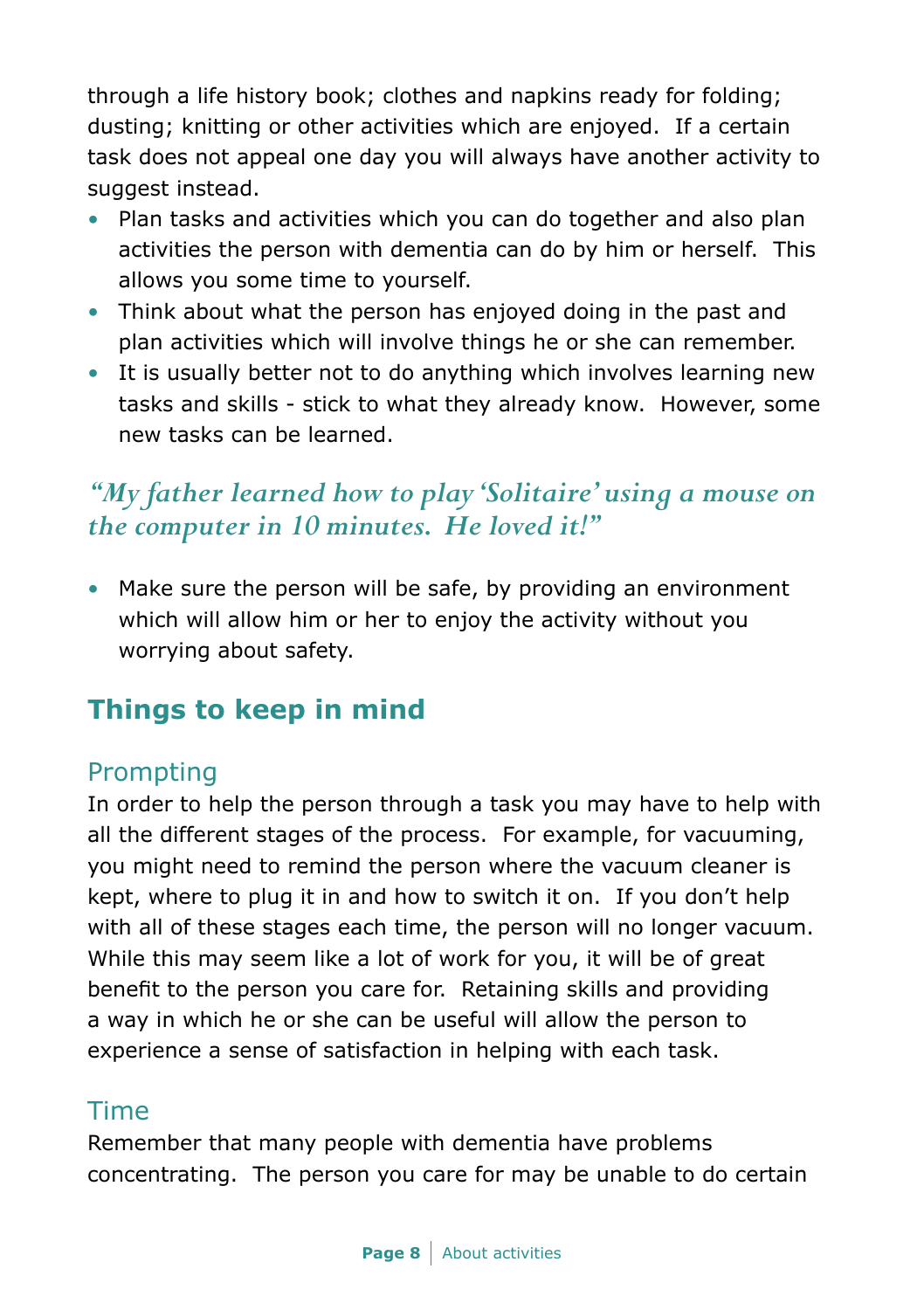through a life history book; clothes and napkins ready for folding; dusting; knitting or other activities which are enjoyed. If a certain task does not appeal one day you will always have another activity to suggest instead.

- Plan tasks and activities which you can do together and also plan activities the person with dementia can do by him or herself. This allows you some time to yourself.
- Think about what the person has enjoyed doing in the past and plan activities which will involve things he or she can remember.
- It is usually better not to do anything which involves learning new tasks and skills - stick to what they already know. However, some new tasks can be learned.

*"My father learned how to play 'Solitaire' using a mouse on the computer in 10 minutes. He loved it!"*

- Make sure the person will be safe, by providing an environment which will allow him or her to enjoy the activity without you worrying about safety.

## Things to keep in mind

### Prompting

In order to help the person through a task you may have to help with all the different stages of the process. For example, for vacuuming, you might need to remind the person where the vacuum cleaner is kept, where to plug it in and how to switch it on. If you don't help with all of these stages each time, the person will no longer vacuum. While this may seem like a lot of work for you, it will be of great benefit to the person you care for. Retaining skills and providing a way in which he or she can be useful will allow the person to experience a sense of satisfaction in helping with each task.

### Time

Remember that many people with dementia have problems concentrating. The person you care for may be unable to do certain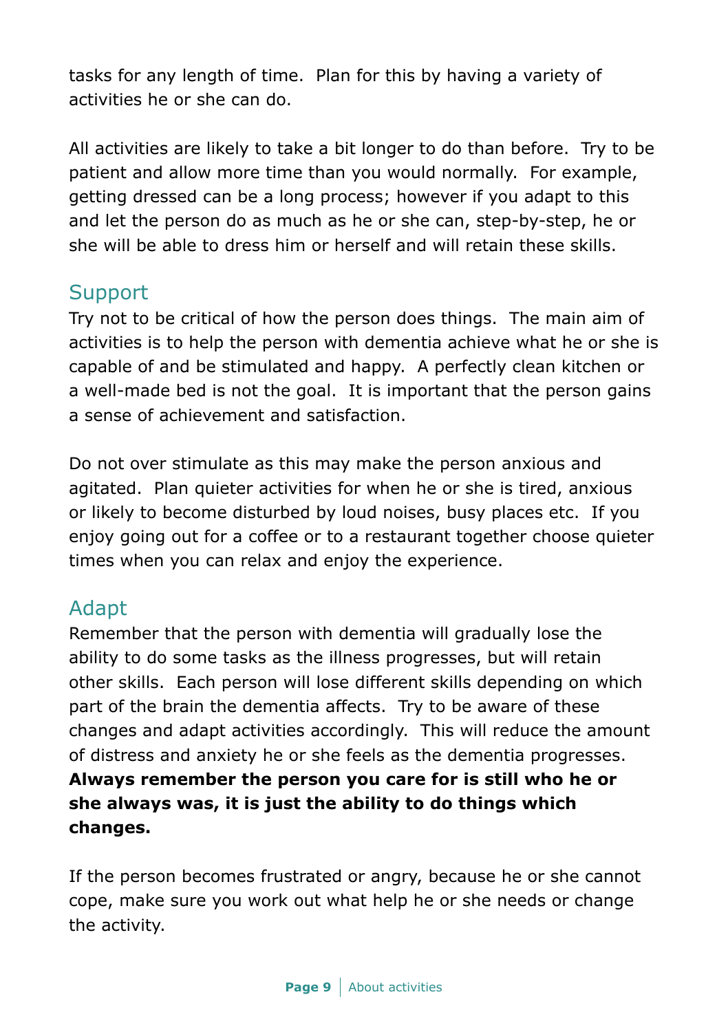tasks for any length of time. Plan for this by having a variety of activities he or she can do.

All activities are likely to take a bit longer to do than before. Try to be patient and allow more time than you would normally. For example, getting dressed can be a long process; however if you adapt to this and let the person do as much as he or she can, step-by-step, he or she will be able to dress him or herself and will retain these skills.

## Support

Try not to be critical of how the person does things. The main aim of activities is to help the person with dementia achieve what he or she is capable of and be stimulated and happy. A perfectly clean kitchen or a well-made bed is not the goal. It is important that the person gains a sense of achievement and satisfaction.

Do not over stimulate as this may make the person anxious and agitated. Plan quieter activities for when he or she is tired, anxious or likely to become disturbed by loud noises, busy places etc. If you enjoy going out for a coffee or to a restaurant together choose quieter times when you can relax and enjoy the experience.

## Adapt

Remember that the person with dementia will gradually lose the ability to do some tasks as the illness progresses, but will retain other skills. Each person will lose different skills depending on which part of the brain the dementia affects. Try to be aware of these changes and adapt activities accordingly. This will reduce the amount of distress and anxiety he or she feels as the dementia progresses. **Always remember the person you care for is still who he or she always was, it is just the ability to do things which changes.**

If the person becomes frustrated or angry, because he or she cannot cope, make sure you work out what help he or she needs or change the activity.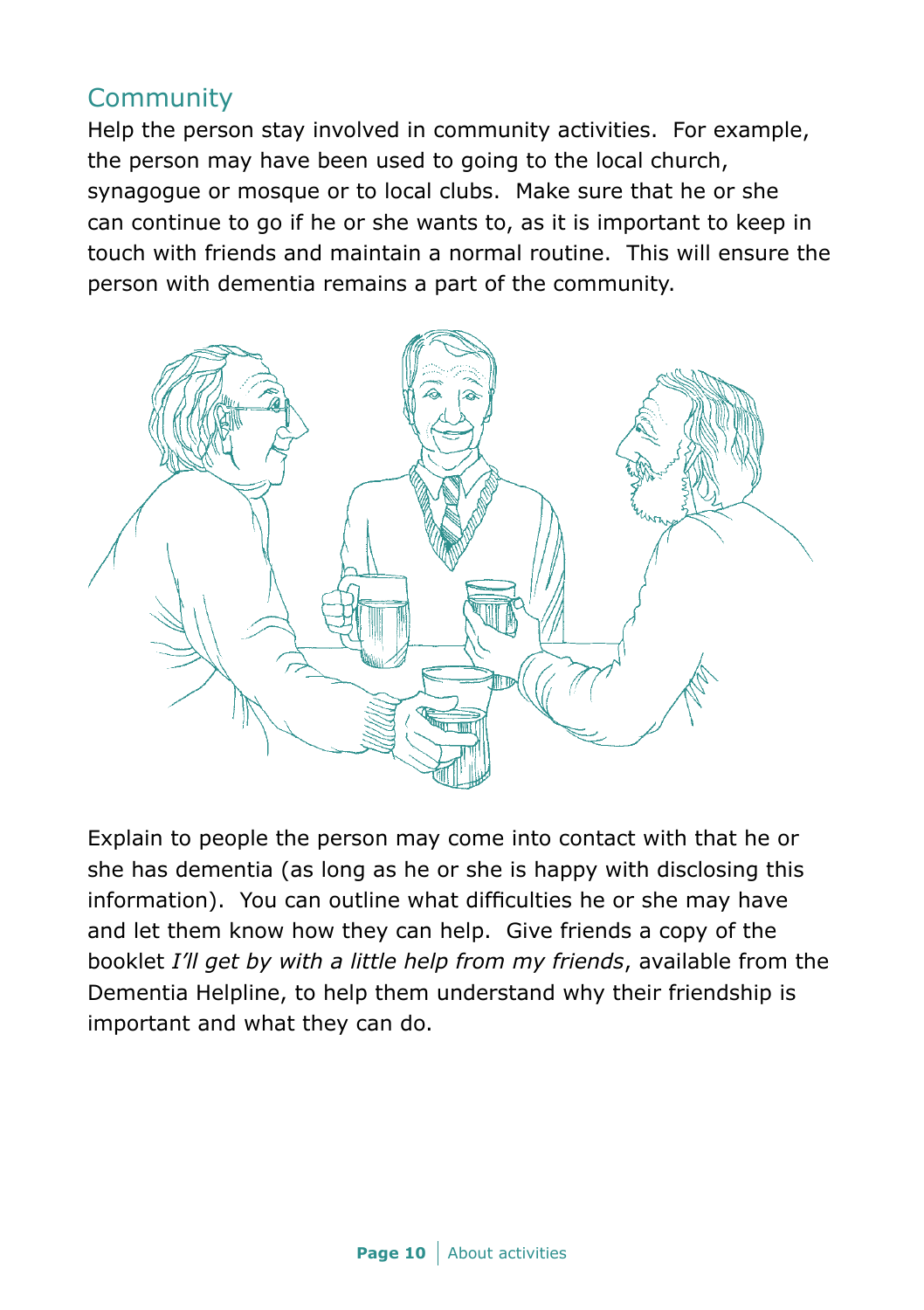## Community

Help the person stay involved in community activities. For example, the person may have been used to going to the local church, synagogue or mosque or to local clubs. Make sure that he or she can continue to go if he or she wants to, as it is important to keep in touch with friends and maintain a normal routine. This will ensure the person with dementia remains a part of the community.

Explain to people the person may come into contact with that he or she has dementia (as long as he or she is happy with disclosing this information). You can outline what difficulties he or she may have and let them know how they can help. Give friends a copy of the booklet *I'll get by with a little help from my friends*, available from the Dementia Helpline, to help them understand why their friendship is important and what they can do.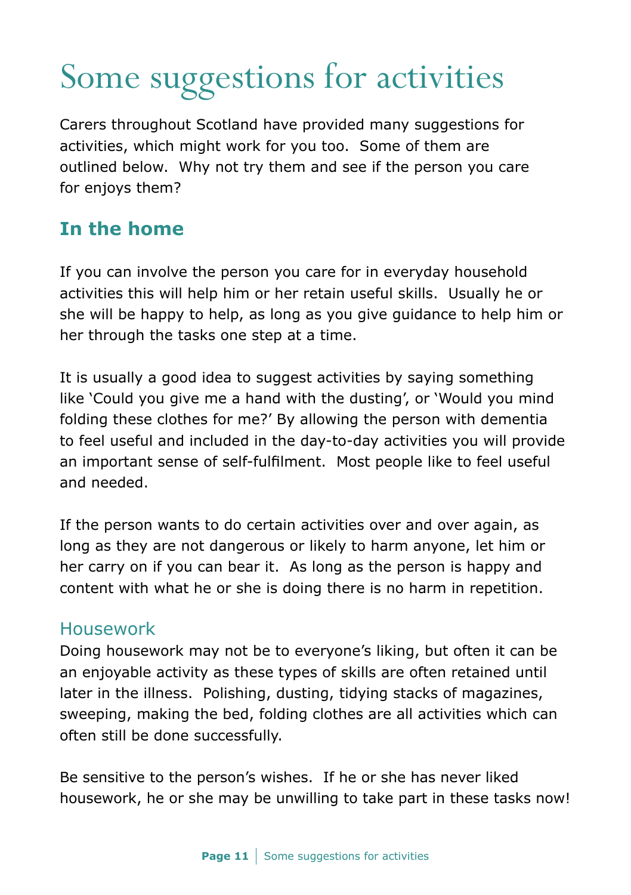# Some suggestions for activities

Carers throughout Scotland have provided many suggestions for activities, which might work for you too. Some of them are outlined below. Why not try them and see if the person you care for enjoys them?

## In the home

If you can involve the person you care for in everyday household activities this will help him or her retain useful skills. Usually he or she will be happy to help, as long as you give guidance to help him or her through the tasks one step at a time.

It is usually a good idea to suggest activities by saying something like 'Could you give me a hand with the dusting', or 'Would you mind folding these clothes for me?' By allowing the person with dementia to feel useful and included in the day-to-day activities you will provide an important sense of self-fulfilment. Most people like to feel useful and needed.

If the person wants to do certain activities over and over again, as long as they are not dangerous or likely to harm anyone, let him or her carry on if you can bear it. As long as the person is happy and content with what he or she is doing there is no harm in repetition.

### Housework

Doing housework may not be to everyone's liking, but often it can be an enjoyable activity as these types of skills are often retained until later in the illness. Polishing, dusting, tidying stacks of magazines, sweeping, making the bed, folding clothes are all activities which can often still be done successfully.

Be sensitive to the person's wishes. If he or she has never liked housework, he or she may be unwilling to take part in these tasks now!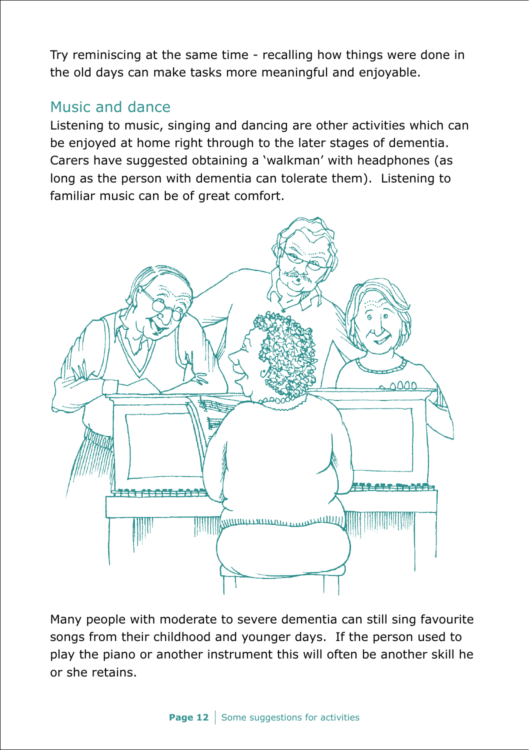Try reminiscing at the same time - recalling how things were done in the old days can make tasks more meaningful and enjoyable.

## Music and dance

Listening to music, singing and dancing are other activities which can be enjoyed at home right through to the later stages of dementia. Carers have suggested obtaining a 'walkman' with headphones (as long as the person with dementia can tolerate them). Listening to familiar music can be of great comfort.

Many people with moderate to severe dementia can still sing favourite songs from their childhood and younger days. If the person used to play the piano or another instrument this will often be another skill he or she retains.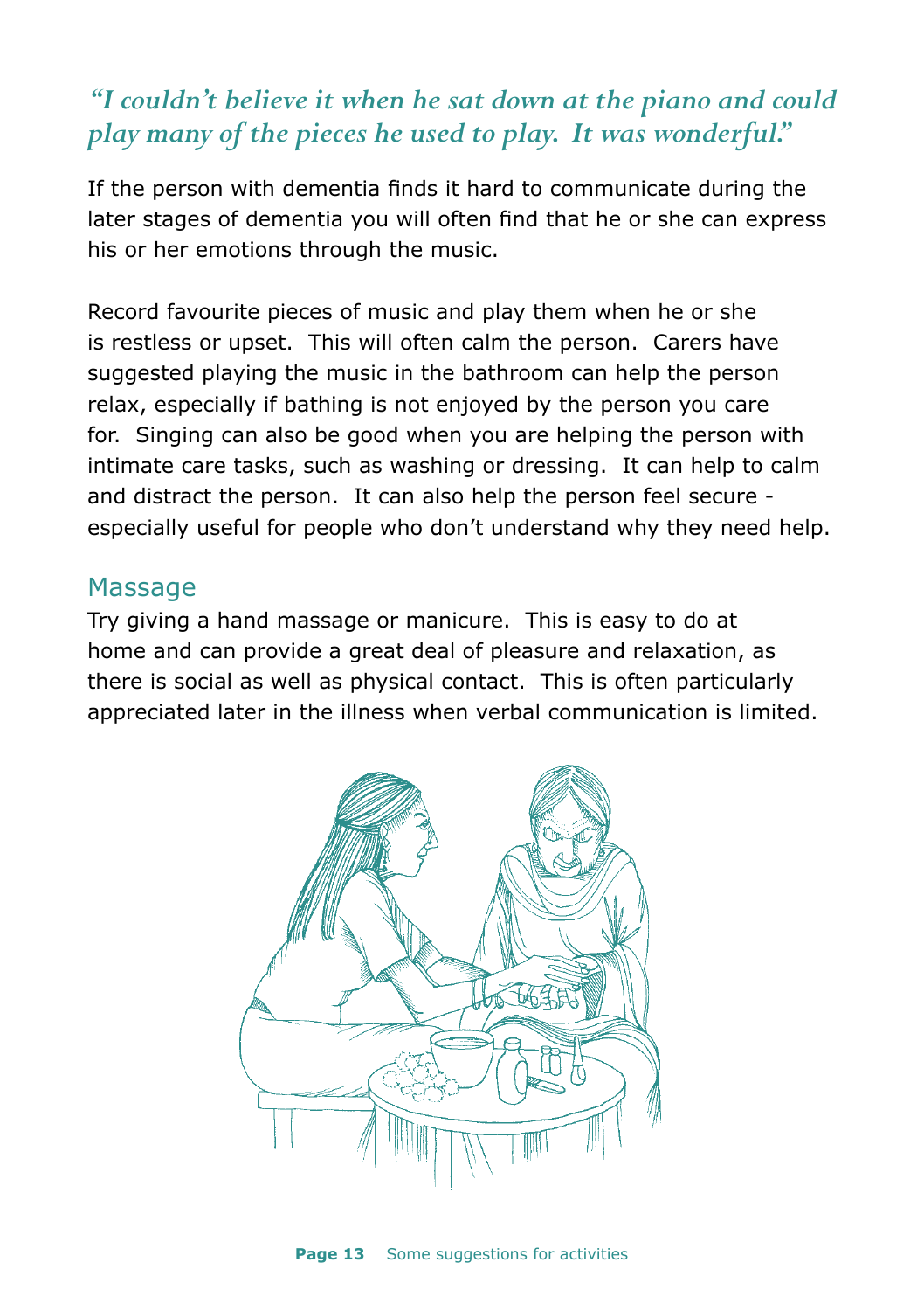*"I couldn't believe it when he sat down at the piano and could play many of the pieces he used to play. It was wonderful."*

If the person with dementia finds it hard to communicate during the later stages of dementia you will often find that he or she can express his or her emotions through the music.

Record favourite pieces of music and play them when he or she is restless or upset. This will often calm the person. Carers have suggested playing the music in the bathroom can help the person relax, especially if bathing is not enjoyed by the person you care for. Singing can also be good when you are helping the person with intimate care tasks, such as washing or dressing. It can help to calm and distract the person. It can also help the person feel secure - especially useful for people who don't understand why they need help.

## Massage

Try giving a hand massage or manicure. This is easy to do at home and can provide a great deal of pleasure and relaxation, as there is social as well as physical contact. This is often particularly appreciated later in the illness when verbal communication is limited.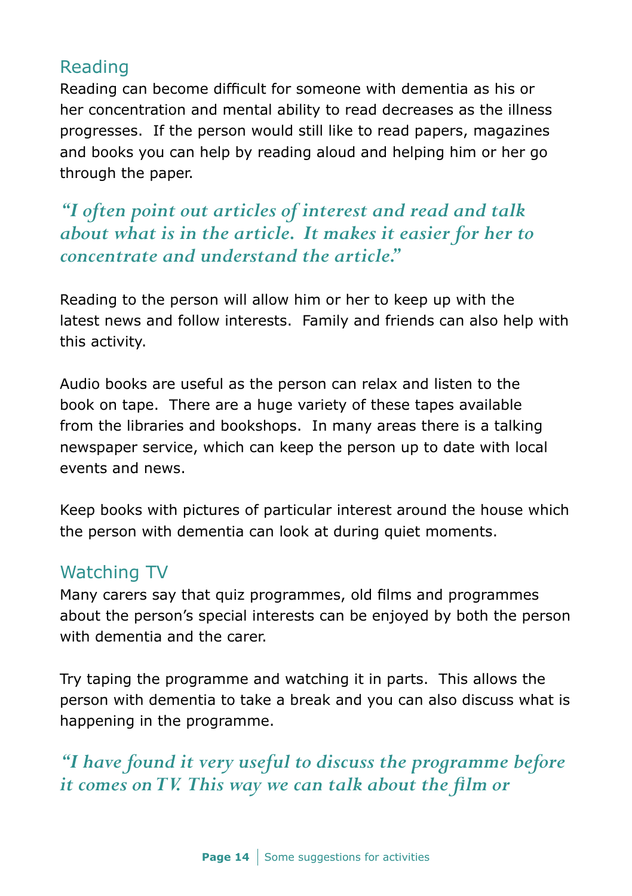## Reading

Reading can become difficult for someone with dementia as his or her concentration and mental ability to read decreases as the illness progresses. If the person would still like to read papers, magazines and books you can help by reading aloud and helping him or her go through the paper.

*"I often point out articles of interest and read and talk about what is in the article. It makes it easier for her to concentrate and understand the article."*

Reading to the person will allow him or her to keep up with the latest news and follow interests. Family and friends can also help with this activity.

Audio books are useful as the person can relax and listen to the book on tape. There are a huge variety of these tapes available from the libraries and bookshops. In many areas there is a talking newspaper service, which can keep the person up to date with local events and news.

Keep books with pictures of particular interest around the house which the person with dementia can look at during quiet moments.

## Watching TV

Many carers say that quiz programmes, old films and programmes about the person's special interests can be enjoyed by both the person with dementia and the carer.

Try taping the programme and watching it in parts. This allows the person with dementia to take a break and you can also discuss what is happening in the programme.

*"I have found it very useful to discuss the programme before it comes on TV. This way we can talk about the film or*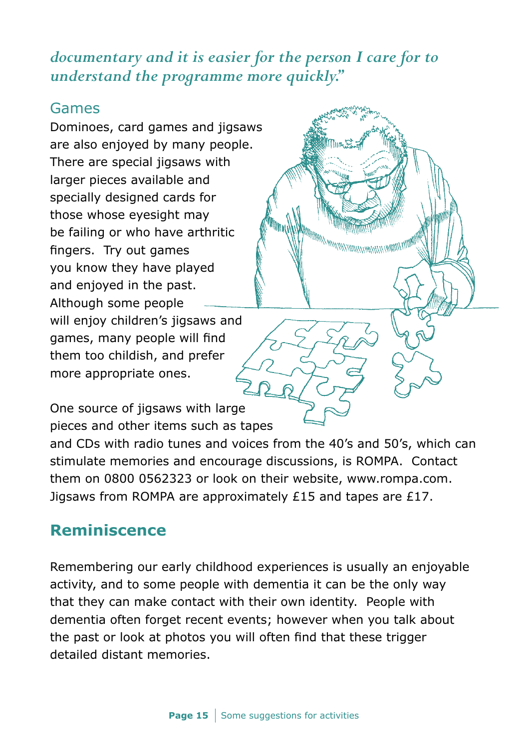*documentary and it is easier for the person I care for to understand the programme more quickly."*

### Games

Dominoes, card games and jigsaws are also enjoyed by many people. There are special jigsaws with larger pieces available and specially designed cards for those whose eyesight may be failing or who have arthritic fingers. Try out games you know they have played and enjoyed in the past. Although some people will enjoy children's jigsaws and games, many people will find them too childish, and prefer more appropriate ones.

One source of jigsaws with large pieces and other items such as tapes and CDs with radio tunes and voices from the 40's and 50's, which can stimulate memories and encourage discussions, is ROMPA. Contact them on 0800 0562323 or look on their website, www.rompa.com. Jigsaws from ROMPA are approximately £15 and tapes are £17.

## Reminiscence

Remembering our early childhood experiences is usually an enjoyable activity, and to some people with dementia it can be the only way that they can make contact with their own identity. People with dementia often forget recent events; however when you talk about the past or look at photos you will often find that these trigger detailed distant memories.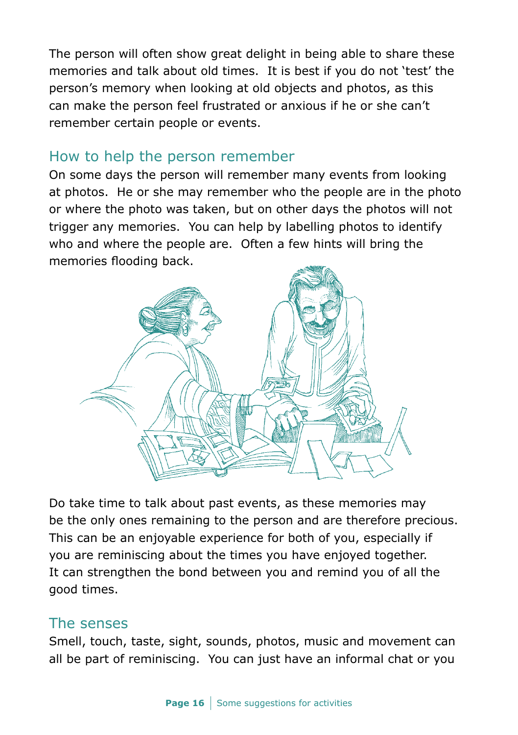The person will often show great delight in being able to share these memories and talk about old times. It is best if you do not 'test' the person's memory when looking at old objects and photos, as this can make the person feel frustrated or anxious if he or she can't remember certain people or events.

## How to help the person remember

On some days the person will remember many events from looking at photos. He or she may remember who the people are in the photo or where the photo was taken, but on other days the photos will not trigger any memories. You can help by labelling photos to identify who and where the people are. Often a few hints will bring the memories flooding back.

Do take time to talk about past events, as these memories may be the only ones remaining to the person and are therefore precious. This can be an enjoyable experience for both of you, especially if you are reminiscing about the times you have enjoyed together. It can strengthen the bond between you and remind you of all the good times.

## The senses

Smell, touch, taste, sight, sounds, photos, music and movement can all be part of reminiscing. You can just have an informal chat or you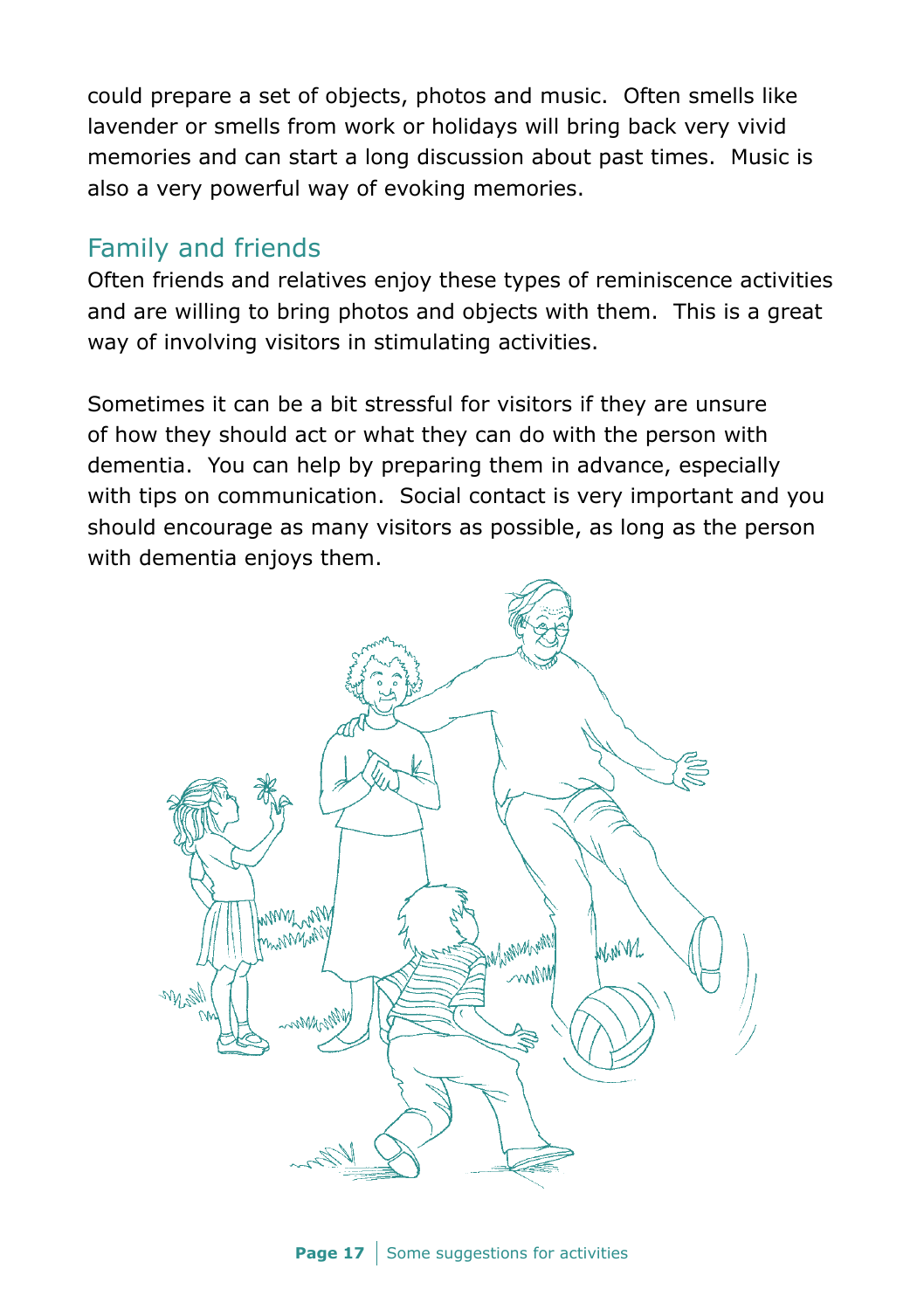could prepare a set of objects, photos and music. Often smells like lavender or smells from work or holidays will bring back very vivid memories and can start a long discussion about past times. Music is also a very powerful way of evoking memories.

## Family and friends

Often friends and relatives enjoy these types of reminiscence activities and are willing to bring photos and objects with them. This is a great way of involving visitors in stimulating activities.

Sometimes it can be a bit stressful for visitors if they are unsure of how they should act or what they can do with the person with dementia. You can help by preparing them in advance, especially with tips on communication. Social contact is very important and you should encourage as many visitors as possible, as long as the person with dementia enjoys them.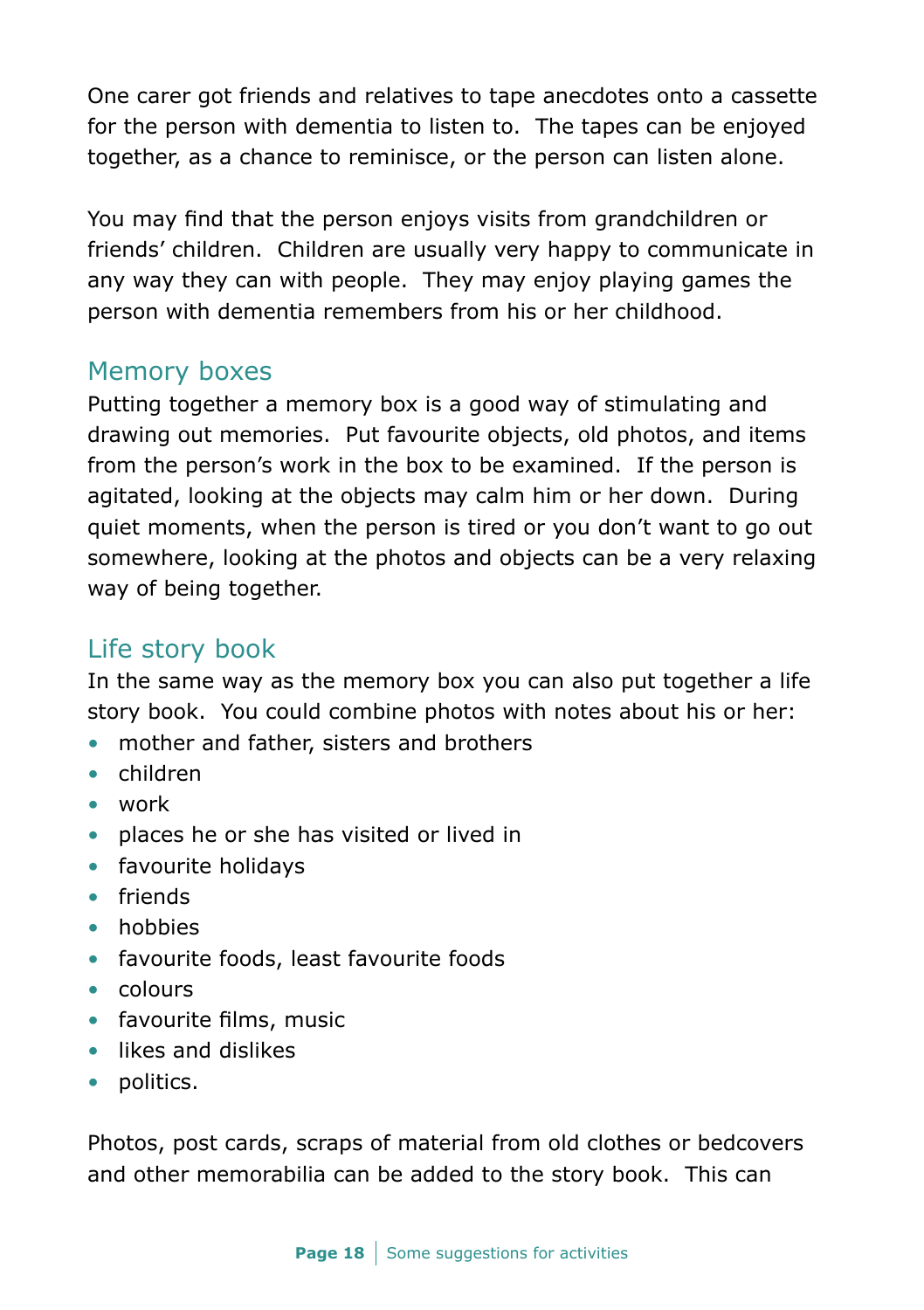One carer got friends and relatives to tape anecdotes onto a cassette for the person with dementia to listen to. The tapes can be enjoyed together, as a chance to reminisce, or the person can listen alone.

You may find that the person enjoys visits from grandchildren or friends' children. Children are usually very happy to communicate in any way they can with people. They may enjoy playing games the person with dementia remembers from his or her childhood.

## Memory boxes

Putting together a memory box is a good way of stimulating and drawing out memories. Put favourite objects, old photos, and items from the person's work in the box to be examined. If the person is agitated, looking at the objects may calm him or her down. During quiet moments, when the person is tired or you don't want to go out somewhere, looking at the photos and objects can be a very relaxing way of being together.

## Life story book

In the same way as the memory box you can also put together a life story book. You could combine photos with notes about his or her:

- mother and father, sisters and brothers
- children
- work
- places he or she has visited or lived in
- favourite holidays
- friends
- hobbies
- favourite foods, least favourite foods
- colours
- favourite films, music
- likes and dislikes
- politics.

Photos, post cards, scraps of material from old clothes or bedcovers and other memorabilia can be added to the story book. This can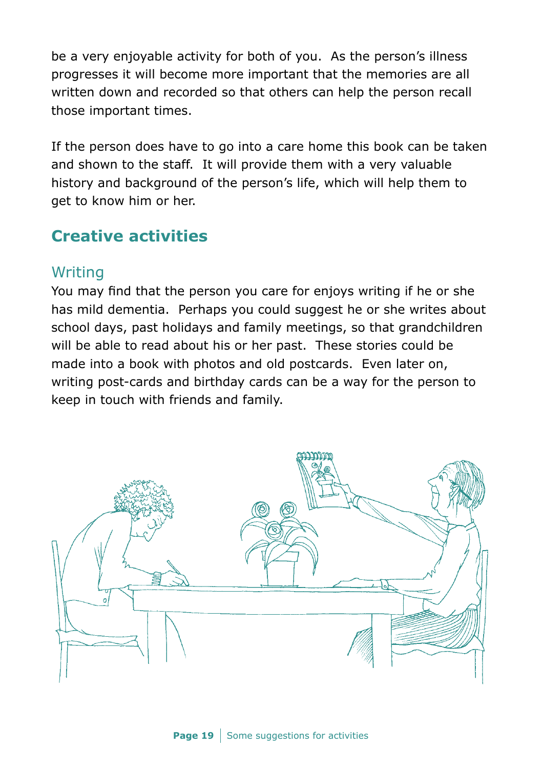be a very enjoyable activity for both of you. As the person's illness progresses it will become more important that the memories are all written down and recorded so that others can help the person recall those important times.

If the person does have to go into a care home this book can be taken and shown to the staff. It will provide them with a very valuable history and background of the person's life, which will help them to get to know him or her.

## Creative activities

### Writing

You may find that the person you care for enjoys writing if he or she has mild dementia. Perhaps you could suggest he or she writes about school days, past holidays and family meetings, so that grandchildren will be able to read about his or her past. These stories could be made into a book with photos and old postcards. Even later on, writing post-cards and birthday cards can be a way for the person to keep in touch with friends and family.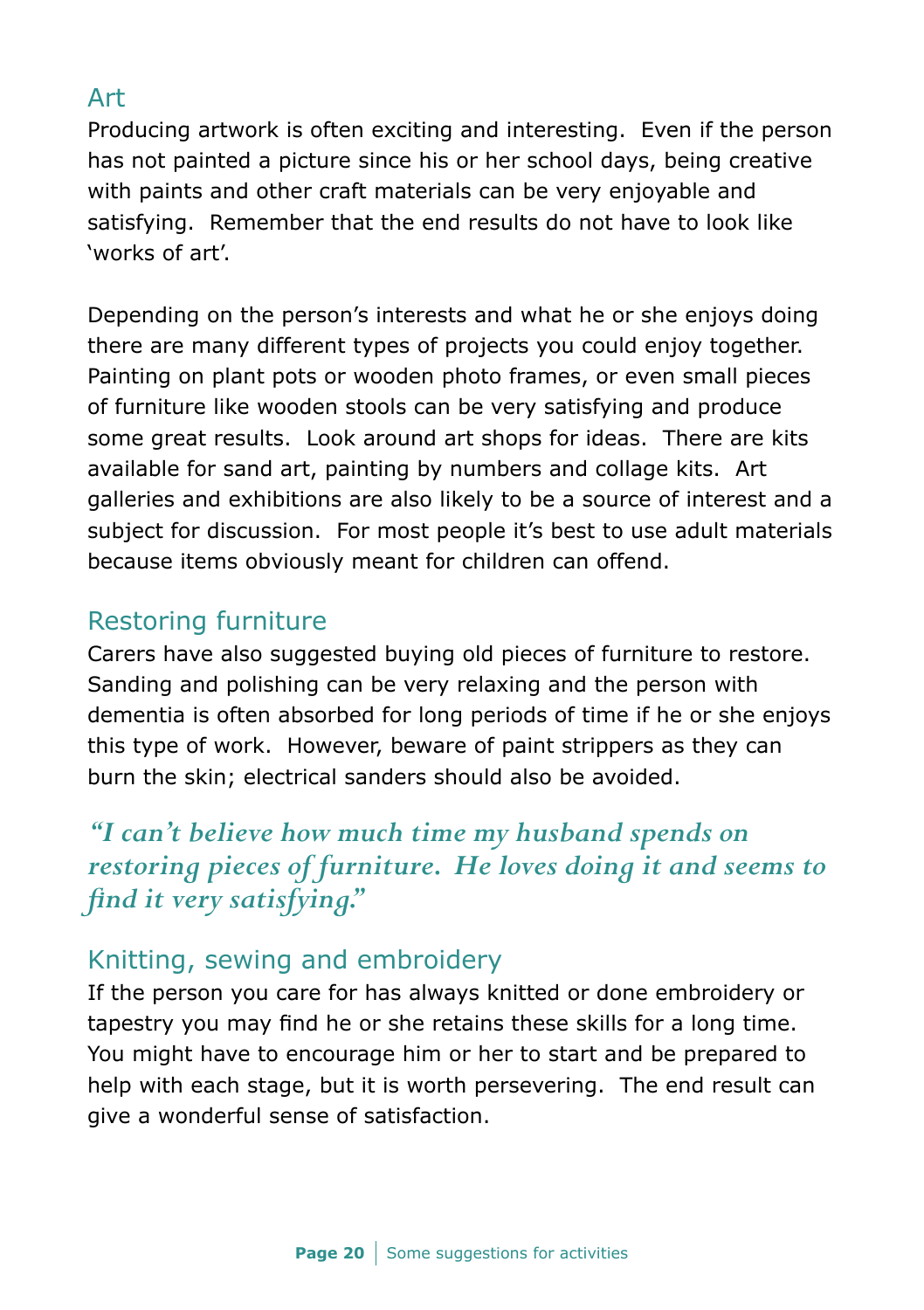## Art

Producing artwork is often exciting and interesting. Even if the person has not painted a picture since his or her school days, being creative with paints and other craft materials can be very enjoyable and satisfying. Remember that the end results do not have to look like 'works of art'.

Depending on the person's interests and what he or she enjoys doing there are many different types of projects you could enjoy together. Painting on plant pots or wooden photo frames, or even small pieces of furniture like wooden stools can be very satisfying and produce some great results. Look around art shops for ideas. There are kits available for sand art, painting by numbers and collage kits. Art galleries and exhibitions are also likely to be a source of interest and a subject for discussion. For most people it's best to use adult materials because items obviously meant for children can offend.

## Restoring furniture

Carers have also suggested buying old pieces of furniture to restore. Sanding and polishing can be very relaxing and the person with dementia is often absorbed for long periods of time if he or she enjoys this type of work. However, beware of paint strippers as they can burn the skin; electrical sanders should also be avoided.

***"I can't believe how much time my husband spends on restoring pieces of furniture. He loves doing it and seems to find it very satisfying."***

## Knitting, sewing and embroidery

If the person you care for has always knitted or done embroidery or tapestry you may find he or she retains these skills for a long time. You might have to encourage him or her to start and be prepared to help with each stage, but it is worth persevering. The end result can give a wonderful sense of satisfaction.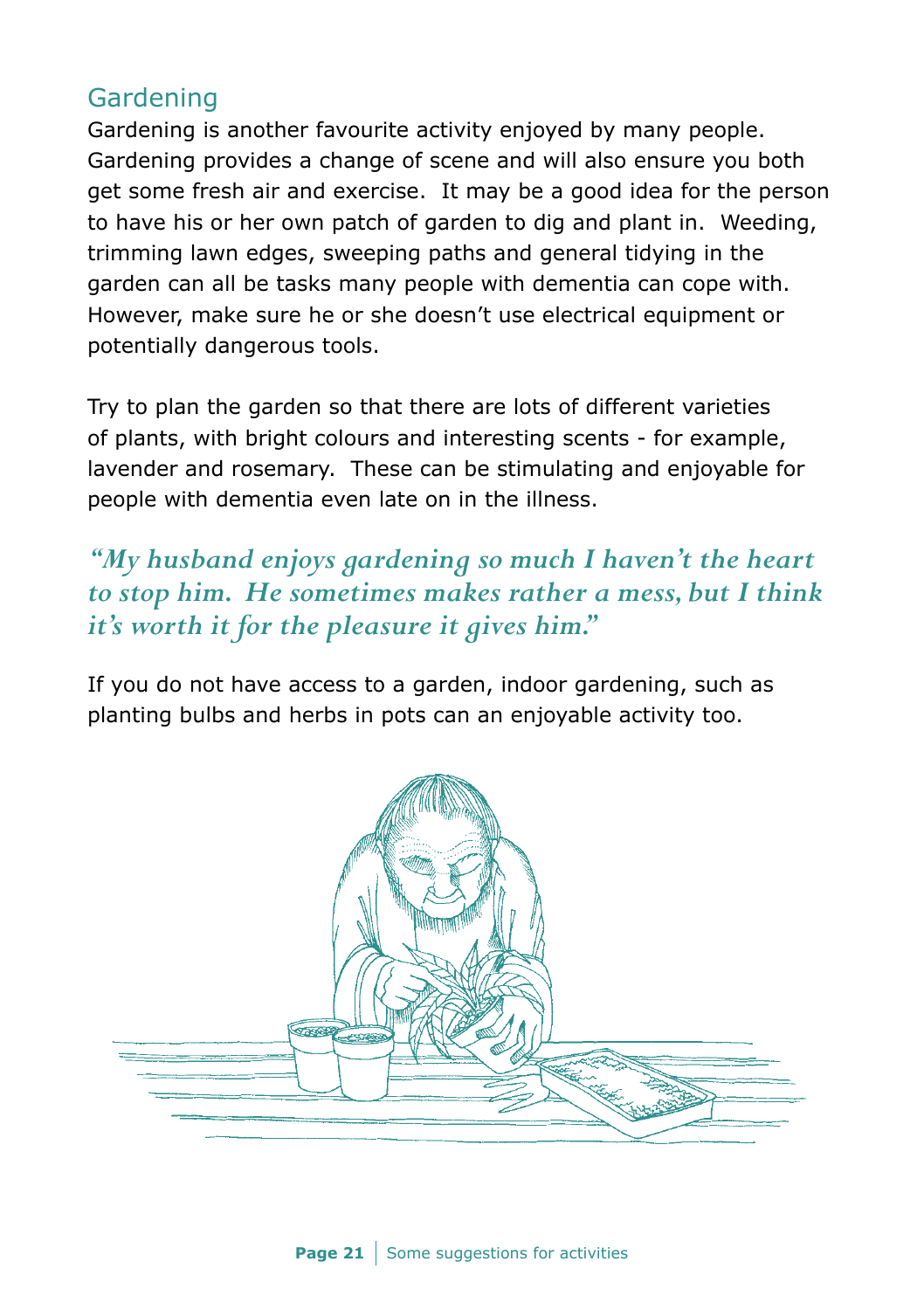## Gardening

Gardening is another favourite activity enjoyed by many people. Gardening provides a change of scene and will also ensure you both get some fresh air and exercise. It may be a good idea for the person to have his or her own patch of garden to dig and plant in. Weeding, trimming lawn edges, sweeping paths and general tidying in the garden can all be tasks many people with dementia can cope with. However, make sure he or she doesn't use electrical equipment or potentially dangerous tools.

Try to plan the garden so that there are lots of different varieties of plants, with bright colours and interesting scents - for example, lavender and rosemary. These can be stimulating and enjoyable for people with dementia even late on in the illness.

*"My husband enjoys gardening so much I haven't the heart to stop him. He sometimes makes rather a mess, but I think it's worth it for the pleasure it gives him."*

If you do not have access to a garden, indoor gardening, such as planting bulbs and herbs in pots can an enjoyable activity too.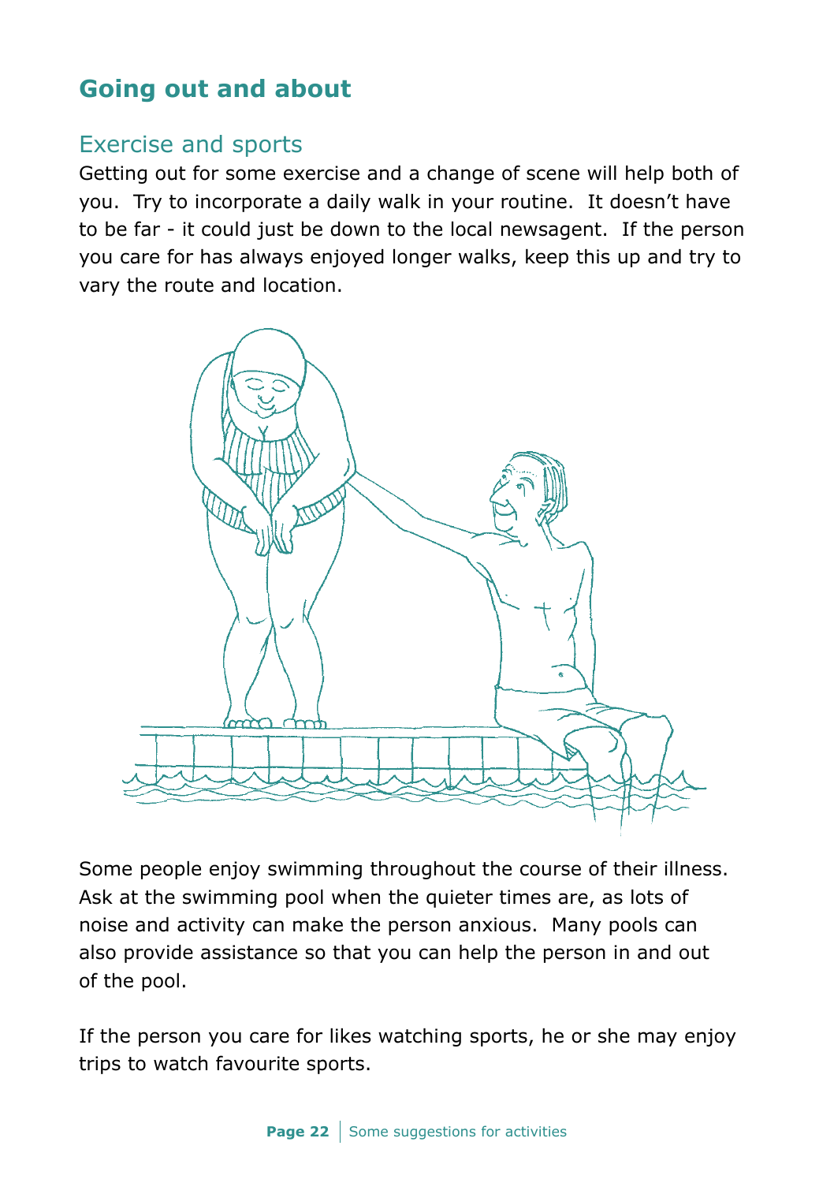## Going out and about

### Exercise and sports

Getting out for some exercise and a change of scene will help both of you. Try to incorporate a daily walk in your routine. It doesn't have to be far - it could just be down to the local newsagent. If the person you care for has always enjoyed longer walks, keep this up and try to vary the route and location.

Some people enjoy swimming throughout the course of their illness. Ask at the swimming pool when the quieter times are, as lots of noise and activity can make the person anxious. Many pools can also provide assistance so that you can help the person in and out of the pool.

If the person you care for likes watching sports, he or she may enjoy trips to watch favourite sports.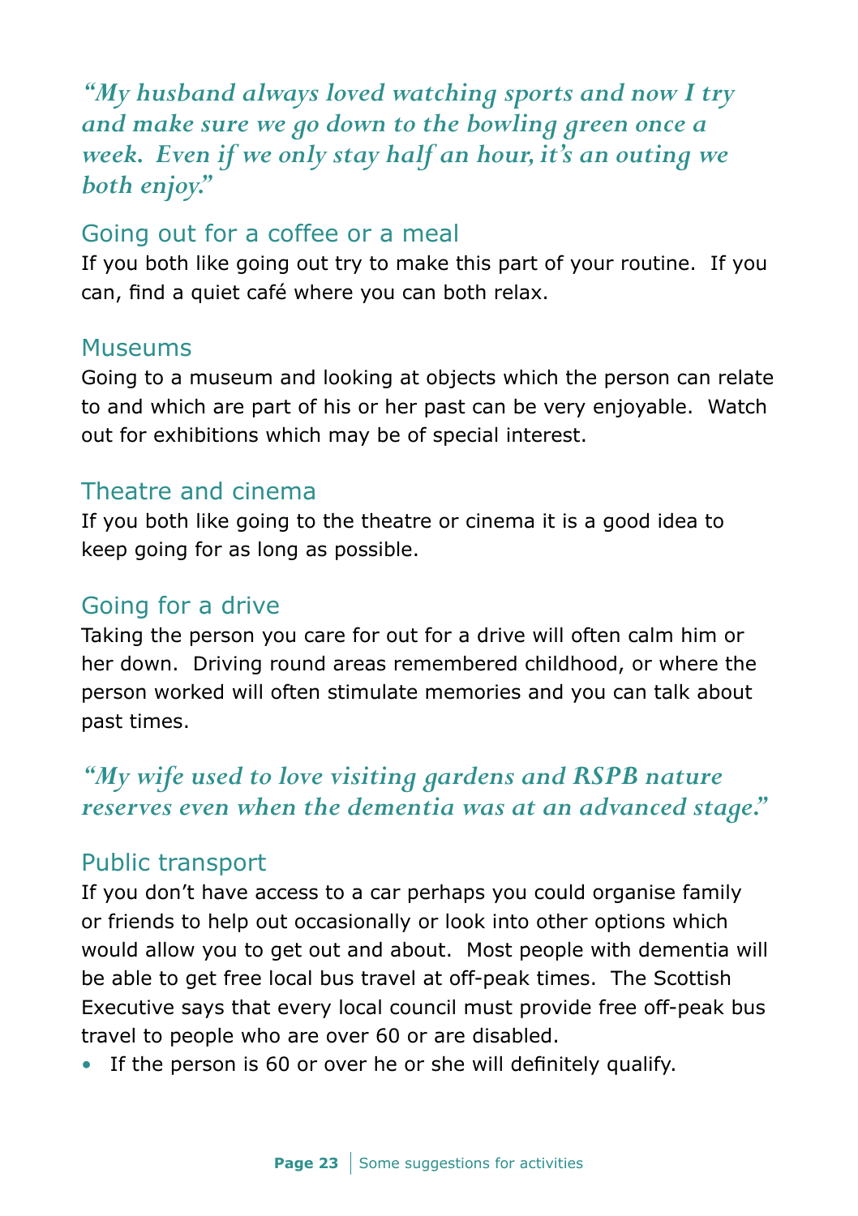*"My husband always loved watching sports and now I try and make sure we go down to the bowling green once a week. Even if we only stay half an hour, it's an outing we both enjoy."*

## Going out for a coffee or a meal

If you both like going out try to make this part of your routine. If you can, find a quiet café where you can both relax.

## Museums

Going to a museum and looking at objects which the person can relate to and which are part of his or her past can be very enjoyable. Watch out for exhibitions which may be of special interest.

## Theatre and cinema

If you both like going to the theatre or cinema it is a good idea to keep going for as long as possible.

## Going for a drive

Taking the person you care for out for a drive will often calm him or her down. Driving round areas remembered childhood, or where the person worked will often stimulate memories and you can talk about past times.

*"My wife used to love visiting gardens and RSPB nature reserves even when the dementia was at an advanced stage."*

## Public transport

If you don't have access to a car perhaps you could organise family or friends to help out occasionally or look into other options which would allow you to get out and about. Most people with dementia will be able to get free local bus travel at off-peak times. The Scottish Executive says that every local council must provide free off-peak bus travel to people who are over 60 or are disabled.

- If the person is 60 or over he or she will definitely qualify.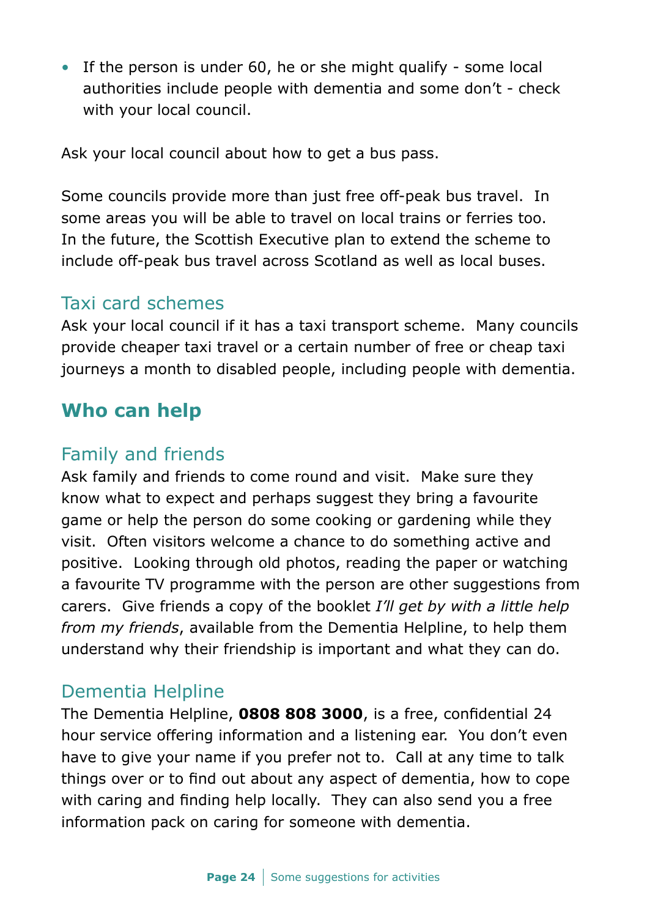- If the person is under 60, he or she might qualify - some local authorities include people with dementia and some don't - check with your local council.

Ask your local council about how to get a bus pass.

Some councils provide more than just free off-peak bus travel. In some areas you will be able to travel on local trains or ferries too. In the future, the Scottish Executive plan to extend the scheme to include off-peak bus travel across Scotland as well as local buses.

### Taxi card schemes

Ask your local council if it has a taxi transport scheme. Many councils provide cheaper taxi travel or a certain number of free or cheap taxi journeys a month to disabled people, including people with dementia.

## Who can help

### Family and friends

Ask family and friends to come round and visit. Make sure they know what to expect and perhaps suggest they bring a favourite game or help the person do some cooking or gardening while they visit. Often visitors welcome a chance to do something active and positive. Looking through old photos, reading the paper or watching a favourite TV programme with the person are other suggestions from carers. Give friends a copy of the booklet *I'll get by with a little help from my friends*, available from the Dementia Helpline, to help them understand why their friendship is important and what they can do.

### Dementia Helpline

The Dementia Helpline, **0808 808 3000**, is a free, confidential 24 hour service offering information and a listening ear. You don't even have to give your name if you prefer not to. Call at any time to talk things over or to find out about any aspect of dementia, how to cope with caring and finding help locally. They can also send you a free information pack on caring for someone with dementia.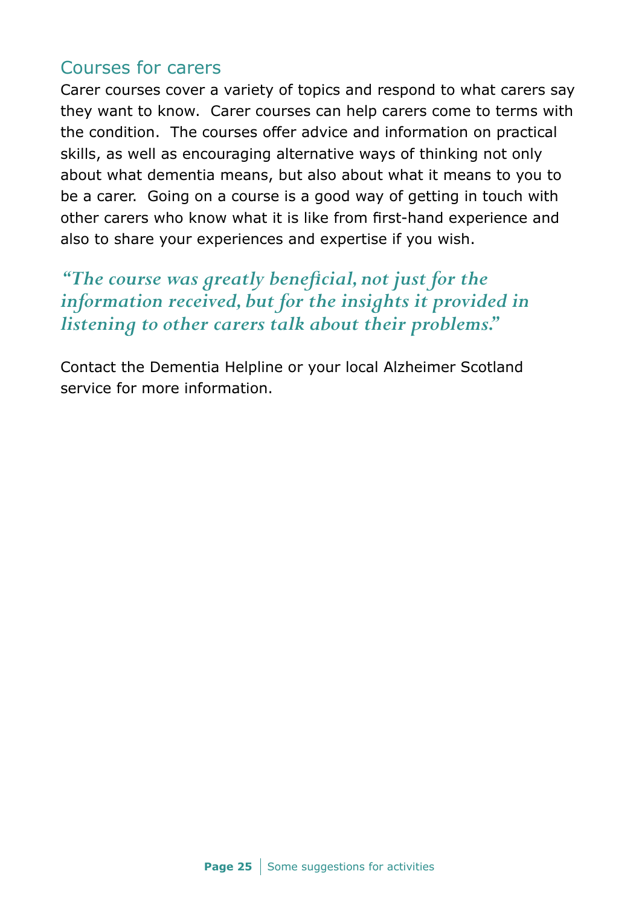## Courses for carers

Carer courses cover a variety of topics and respond to what carers say they want to know. Carer courses can help carers come to terms with the condition. The courses offer advice and information on practical skills, as well as encouraging alternative ways of thinking not only about what dementia means, but also about what it means to you to be a carer. Going on a course is a good way of getting in touch with other carers who know what it is like from first-hand experience and also to share your experiences and expertise if you wish.

*"The course was greatly beneficial, not just for the information received, but for the insights it provided in listening to other carers talk about their problems."*

Contact the Dementia Helpline or your local Alzheimer Scotland service for more information.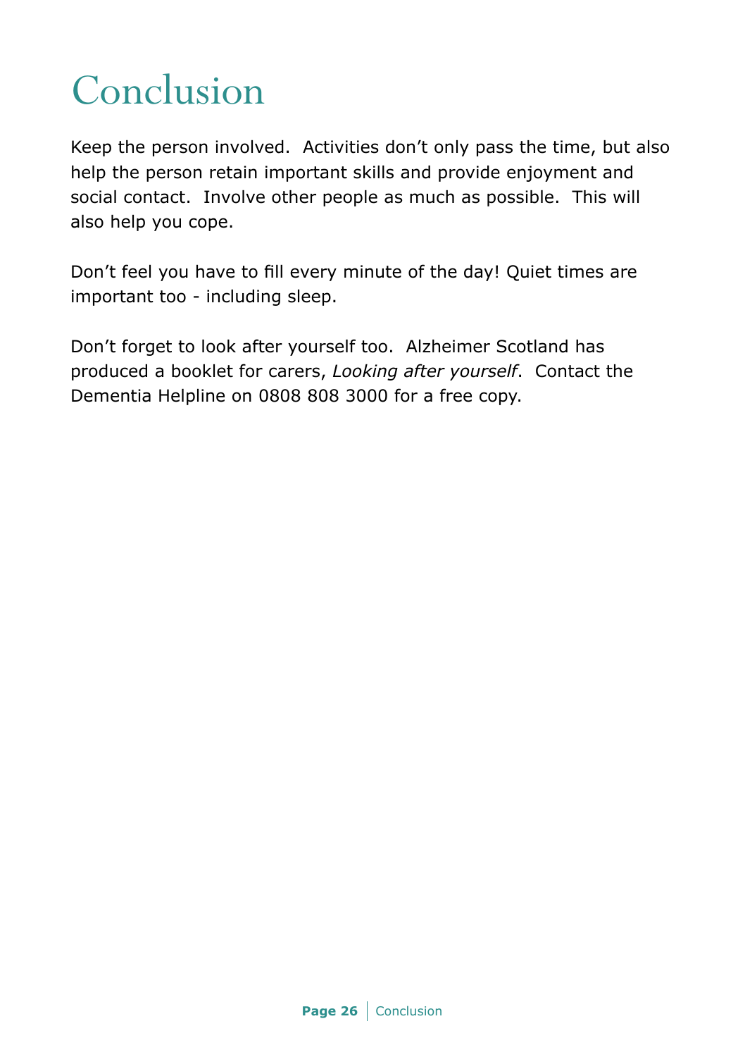# Conclusion

Keep the person involved.  Activities don't only pass the time, but also help the person retain important skills and provide enjoyment and social contact.  Involve other people as much as possible.  This will also help you cope.

Don't feel you have to fill every minute of the day! Quiet times are important too - including sleep.

Don't forget to look after yourself too.  Alzheimer Scotland has produced a booklet for carers, *Looking after yourself*.  Contact the Dementia Helpline on 0808 808 3000 for a free copy.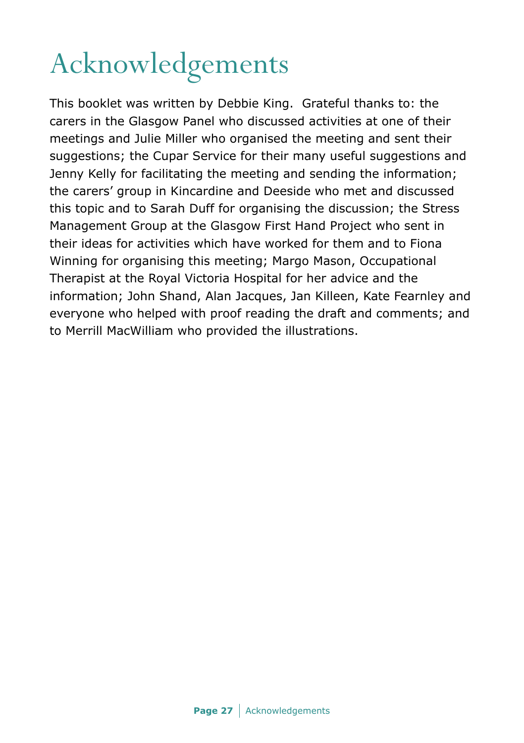# Acknowledgements

This booklet was written by Debbie King. Grateful thanks to: the carers in the Glasgow Panel who discussed activities at one of their meetings and Julie Miller who organised the meeting and sent their suggestions; the Cupar Service for their many useful suggestions and Jenny Kelly for facilitating the meeting and sending the information; the carers' group in Kincardine and Deeside who met and discussed this topic and to Sarah Duff for organising the discussion; the Stress Management Group at the Glasgow First Hand Project who sent in their ideas for activities which have worked for them and to Fiona Winning for organising this meeting; Margo Mason, Occupational Therapist at the Royal Victoria Hospital for her advice and the information; John Shand, Alan Jacques, Jan Killeen, Kate Fearnley and everyone who helped with proof reading the draft and comments; and to Merrill MacWilliam who provided the illustrations.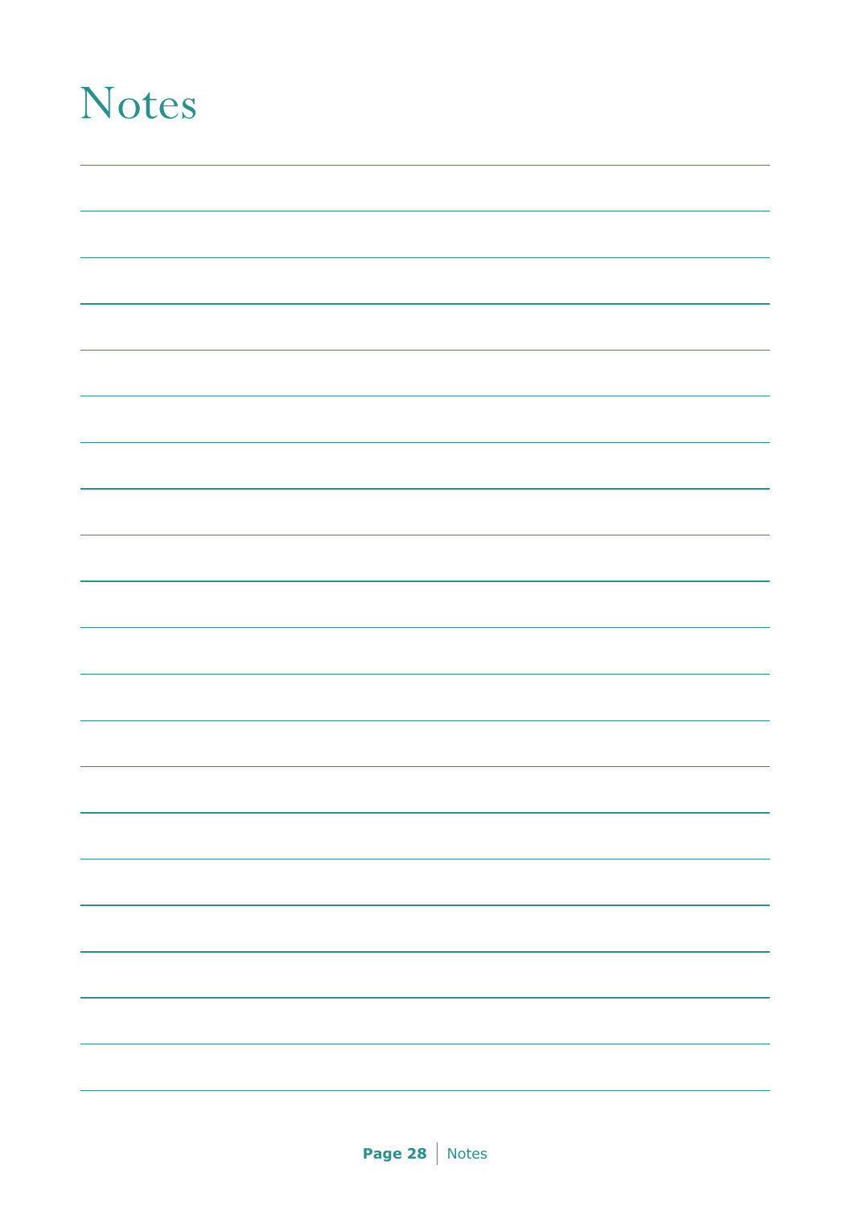# Notes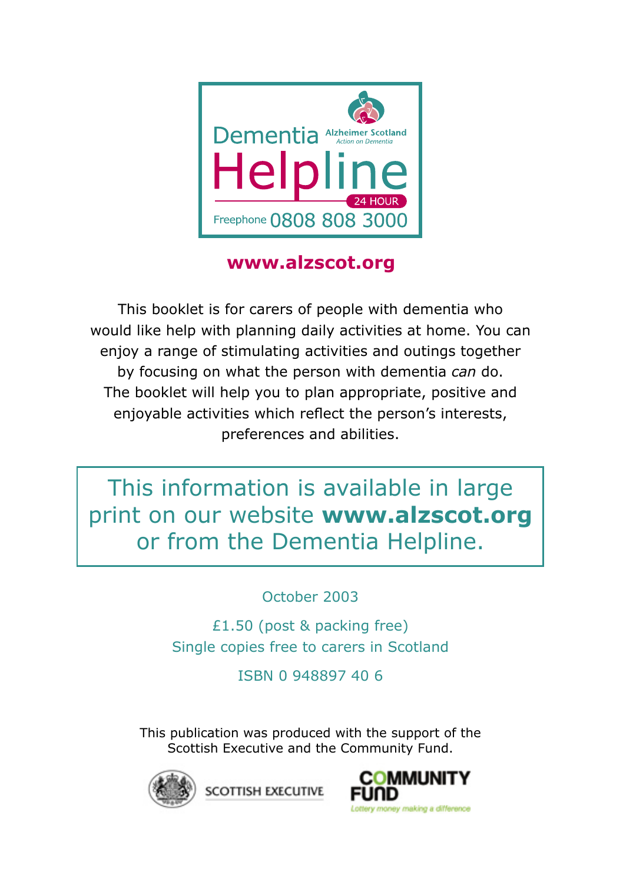Dementia Helpline

Alzheimer Scotland
*Action on Dementia*

24 HOUR

Freephone 0808 808 3000

**www.alzscot.org**

This booklet is for carers of people with dementia who would like help with planning daily activities at home. You can enjoy a range of stimulating activities and outings together by focusing on what the person with dementia *can* do. The booklet will help you to plan appropriate, positive and enjoyable activities which reflect the person's interests, preferences and abilities.

This information is available in large print on our website **www.alzscot.org** or from the Dementia Helpline.

October 2003

£1.50 (post & packing free)
Single copies free to carers in Scotland

ISBN 0 948897 40 6

This publication was produced with the support of the Scottish Executive and the Community Fund.

SCOTTISH EXECUTIVE

COMMUNITY FUND
Lottery money making a difference